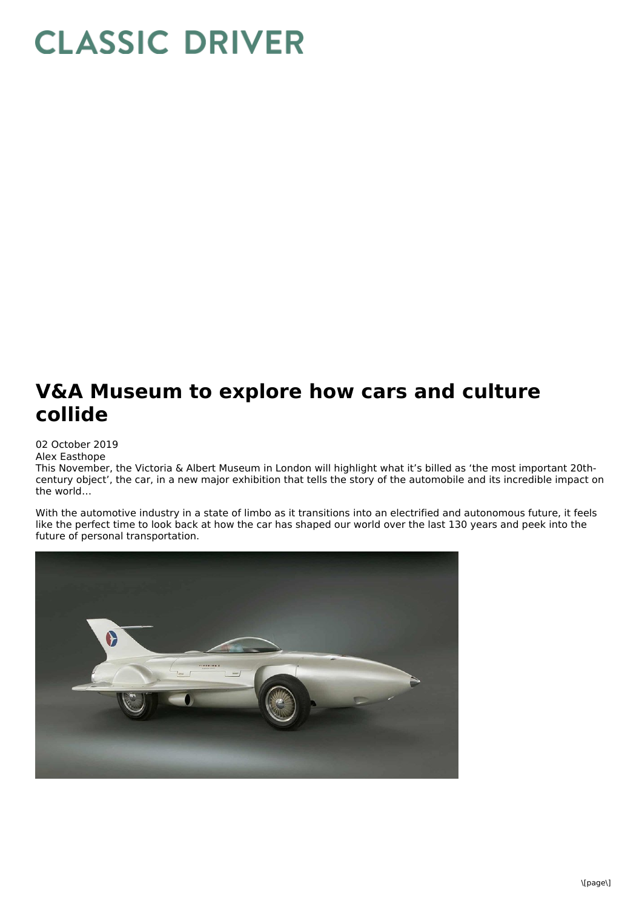# CLASSIC DRIVER

## V&A Museum to explore how cars and culture collide

02 October 2019

Alex Easthope

This November, the Victoria & Albert Museum in London will highlight what it's billed as 'the most important 20th-century object', the car, in a new major exhibition that tells the story of the automobile and its incredible impact on the world…

With the automotive industry in a state of limbo as it transitions into an electrified and autonomous future, it feels like the perfect time to look back at how the car has shaped our world over the last 130 years and peek into the future of personal transportation.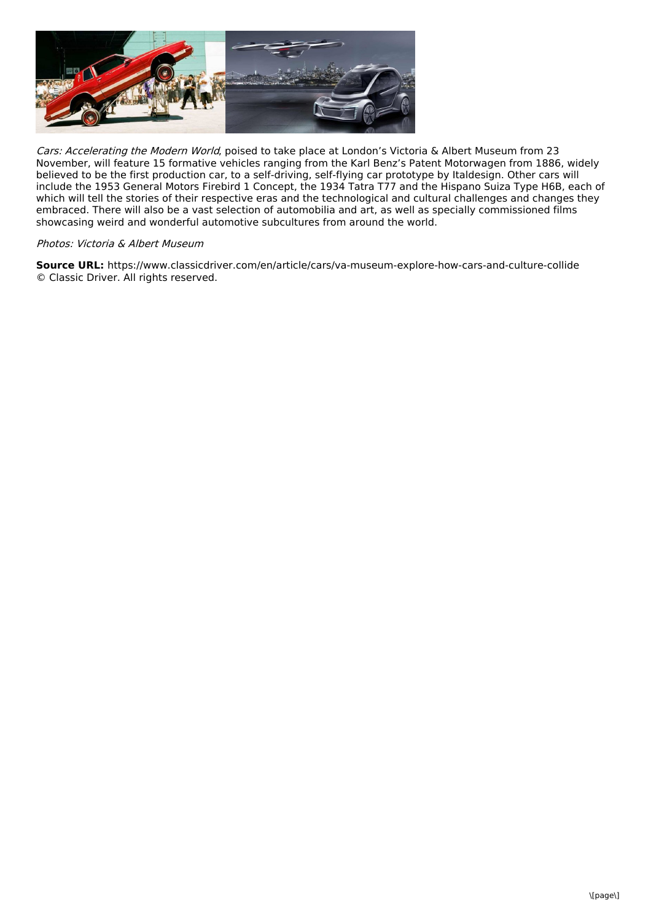*Cars: Accelerating the Modern World*, poised to take place at London's Victoria & Albert Museum from 23 November, will feature 15 formative vehicles ranging from the Karl Benz's Patent Motorwagen from 1886, widely believed to be the first production car, to a self-driving, self-flying car prototype by Italdesign. Other cars will include the 1953 General Motors Firebird 1 Concept, the 1934 Tatra T77 and the Hispano Suiza Type H6B, each of which will tell the stories of their respective eras and the technological and cultural challenges and changes they embraced. There will also be a vast selection of automobilia and art, as well as specially commissioned films showcasing weird and wonderful automotive subcultures from around the world.

*Photos: Victoria & Albert Museum*

**Source URL:** https://www.classicdriver.com/en/article/cars/va-museum-explore-how-cars-and-culture-collide
© Classic Driver. All rights reserved.